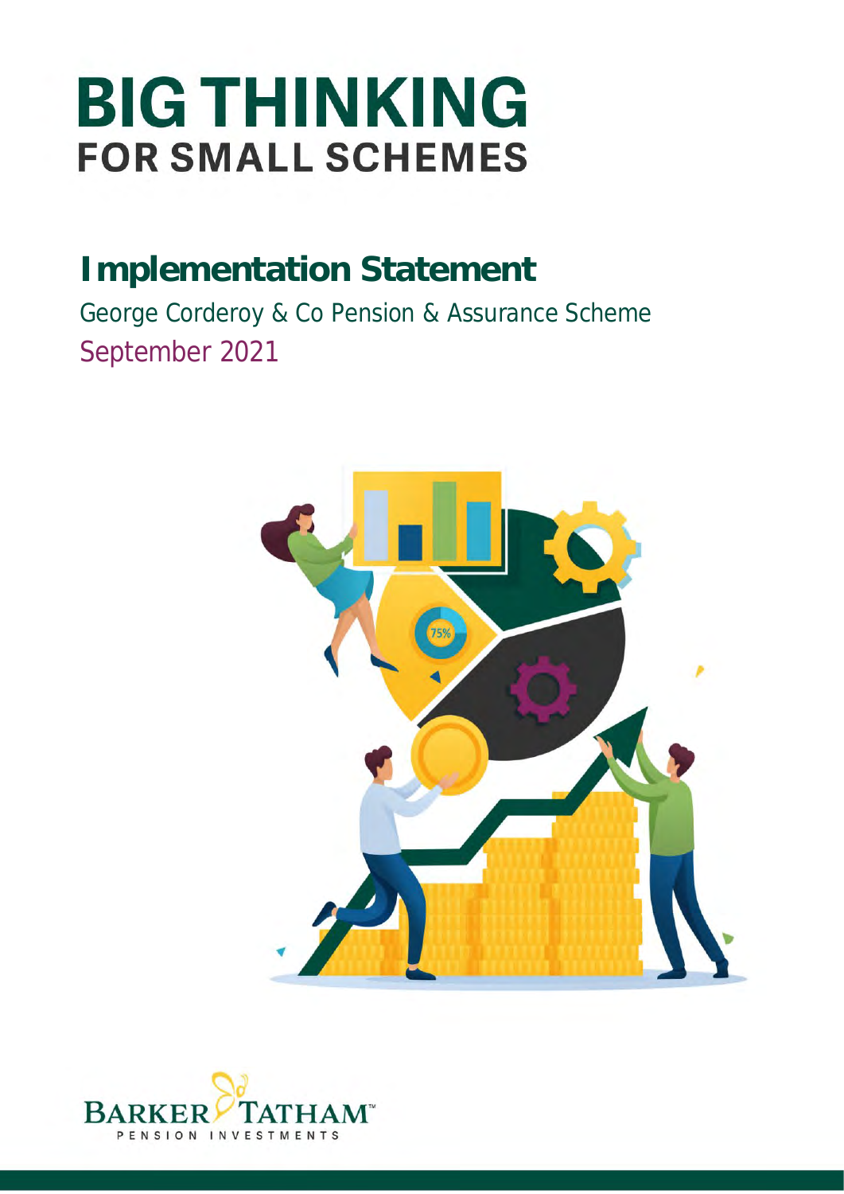# BIG THINKING
## FOR SMALL SCHEMES

## Implementation Statement

George Corderoy & Co Pension & Assurance Scheme

September 2021

BARKER TATHAM™
PENSION INVESTMENTS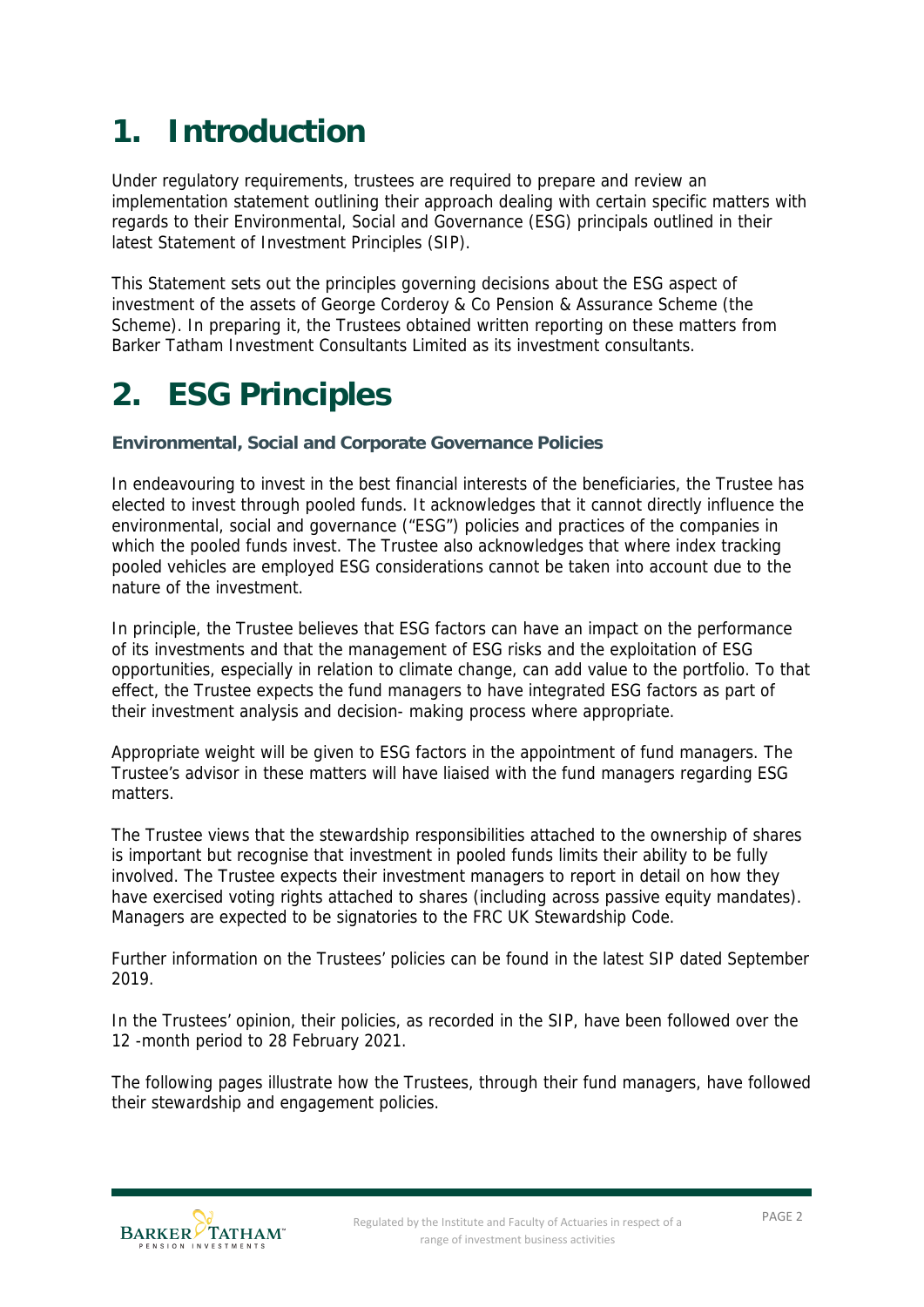# 1. Introduction

Under regulatory requirements, trustees are required to prepare and review an implementation statement outlining their approach dealing with certain specific matters with regards to their Environmental, Social and Governance (ESG) principals outlined in their latest Statement of Investment Principles (SIP).

This Statement sets out the principles governing decisions about the ESG aspect of investment of the assets of George Corderoy & Co Pension & Assurance Scheme (the Scheme). In preparing it, the Trustees obtained written reporting on these matters from Barker Tatham Investment Consultants Limited as its investment consultants.

# 2. ESG Principles

### Environmental, Social and Corporate Governance Policies

In endeavouring to invest in the best financial interests of the beneficiaries, the Trustee has elected to invest through pooled funds. It acknowledges that it cannot directly influence the environmental, social and governance ("ESG") policies and practices of the companies in which the pooled funds invest. The Trustee also acknowledges that where index tracking pooled vehicles are employed ESG considerations cannot be taken into account due to the nature of the investment.

In principle, the Trustee believes that ESG factors can have an impact on the performance of its investments and that the management of ESG risks and the exploitation of ESG opportunities, especially in relation to climate change, can add value to the portfolio. To that effect, the Trustee expects the fund managers to have integrated ESG factors as part of their investment analysis and decision- making process where appropriate.

Appropriate weight will be given to ESG factors in the appointment of fund managers. The Trustee's advisor in these matters will have liaised with the fund managers regarding ESG matters.

The Trustee views that the stewardship responsibilities attached to the ownership of shares is important but recognise that investment in pooled funds limits their ability to be fully involved. The Trustee expects their investment managers to report in detail on how they have exercised voting rights attached to shares (including across passive equity mandates). Managers are expected to be signatories to the FRC UK Stewardship Code.

Further information on the Trustees' policies can be found in the latest SIP dated September 2019.

In the Trustees' opinion, their policies, as recorded in the SIP, have been followed over the 12 -month period to 28 February 2021.

The following pages illustrate how the Trustees, through their fund managers, have followed their stewardship and engagement policies.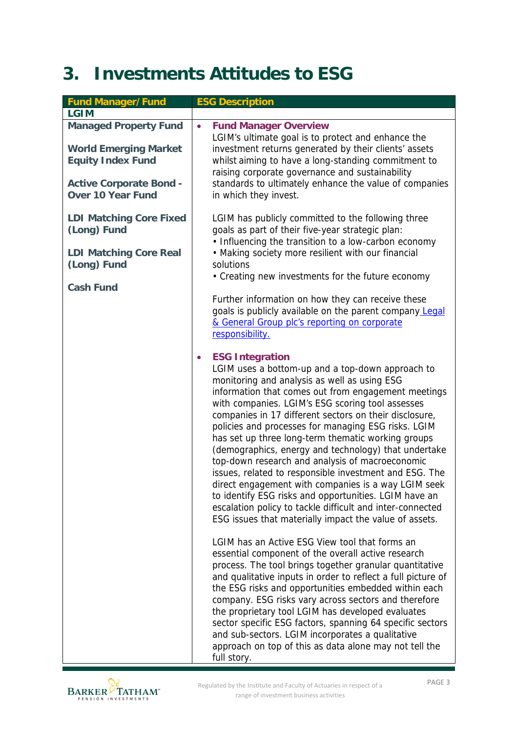# 3. Investments Attitudes to ESG

| Fund Manager/Fund | ESG Description |
|---|---|
| **LGIM** | |
| **Managed Property Fund**<br><br>**World Emerging Market Equity Index Fund**<br><br>**Active Corporate Bond - Over 10 Year Fund**<br><br>**LDI Matching Core Fixed (Long) Fund**<br><br>**LDI Matching Core Real (Long) Fund**<br><br>**Cash Fund** | • **Fund Manager Overview**<br>LGIM's ultimate goal is to protect and enhance the investment returns generated by their clients' assets whilst aiming to have a long-standing commitment to raising corporate governance and sustainability standards to ultimately enhance the value of companies in which they invest.<br><br>LGIM has publicly committed to the following three goals as part of their five-year strategic plan:<br>• Influencing the transition to a low-carbon economy<br>• Making society more resilient with our financial solutions<br>• Creating new investments for the future economy<br><br>Further information on how they can receive these goals is publicly available on the parent company Legal & General Group plc's reporting on corporate responsibility.<br><br>• **ESG Integration**<br>LGIM uses a bottom-up and a top-down approach to monitoring and analysis as well as using ESG information that comes out from engagement meetings with companies. LGIM's ESG scoring tool assesses companies in 17 different sectors on their disclosure, policies and processes for managing ESG risks. LGIM has set up three long-term thematic working groups (demographics, energy and technology) that undertake top-down research and analysis of macroeconomic issues, related to responsible investment and ESG. The direct engagement with companies is a way LGIM seek to identify ESG risks and opportunities. LGIM have an escalation policy to tackle difficult and inter-connected ESG issues that materially impact the value of assets.<br><br>LGIM has an Active ESG View tool that forms an essential component of the overall active research process. The tool brings together granular quantitative and qualitative inputs in order to reflect a full picture of the ESG risks and opportunities embedded within each company. ESG risks vary across sectors and therefore the proprietary tool LGIM has developed evaluates sector specific ESG factors, spanning 64 specific sectors and sub-sectors. LGIM incorporates a qualitative approach on top of this as data alone may not tell the full story. |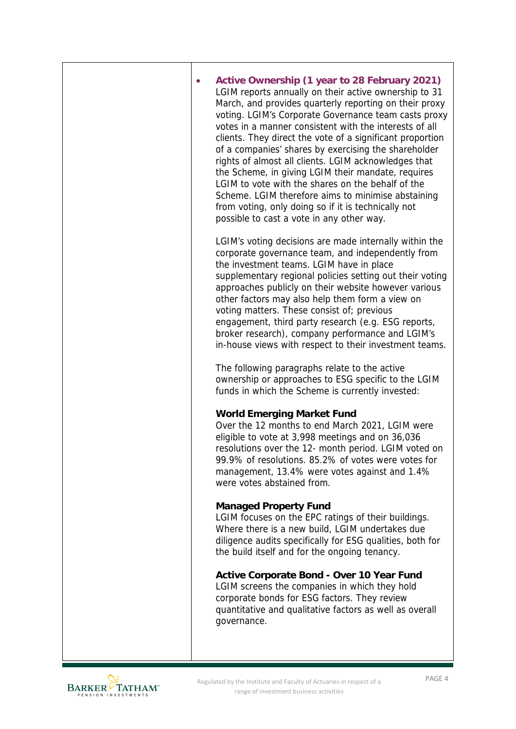- **Active Ownership (1 year to 28 February 2021)**
  LGIM reports annually on their active ownership to 31 March, and provides quarterly reporting on their proxy voting. LGIM's Corporate Governance team casts proxy votes in a manner consistent with the interests of all clients. They direct the vote of a significant proportion of a companies' shares by exercising the shareholder rights of almost all clients. LGIM acknowledges that the Scheme, in giving LGIM their mandate, requires LGIM to vote with the shares on the behalf of the Scheme. LGIM therefore aims to minimise abstaining from voting, only doing so if it is technically not possible to cast a vote in any other way.

  LGIM's voting decisions are made internally within the corporate governance team, and independently from the investment teams. LGIM have in place supplementary regional policies setting out their voting approaches publicly on their website however various other factors may also help them form a view on voting matters. These consist of; previous engagement, third party research (e.g. ESG reports, broker research), company performance and LGIM's in-house views with respect to their investment teams.

  The following paragraphs relate to the active ownership or approaches to ESG specific to the LGIM funds in which the Scheme is currently invested:

  **World Emerging Market Fund**
  Over the 12 months to end March 2021, LGIM were eligible to vote at 3,998 meetings and on 36,036 resolutions over the 12- month period. LGIM voted on 99.9% of resolutions. 85.2% of votes were votes for management, 13.4% were votes against and 1.4% were votes abstained from.

  **Managed Property Fund**
  LGIM focuses on the EPC ratings of their buildings. Where there is a new build, LGIM undertakes due diligence audits specifically for ESG qualities, both for the build itself and for the ongoing tenancy.

  **Active Corporate Bond - Over 10 Year Fund**
  LGIM screens the companies in which they hold corporate bonds for ESG factors. They review quantitative and qualitative factors as well as overall governance.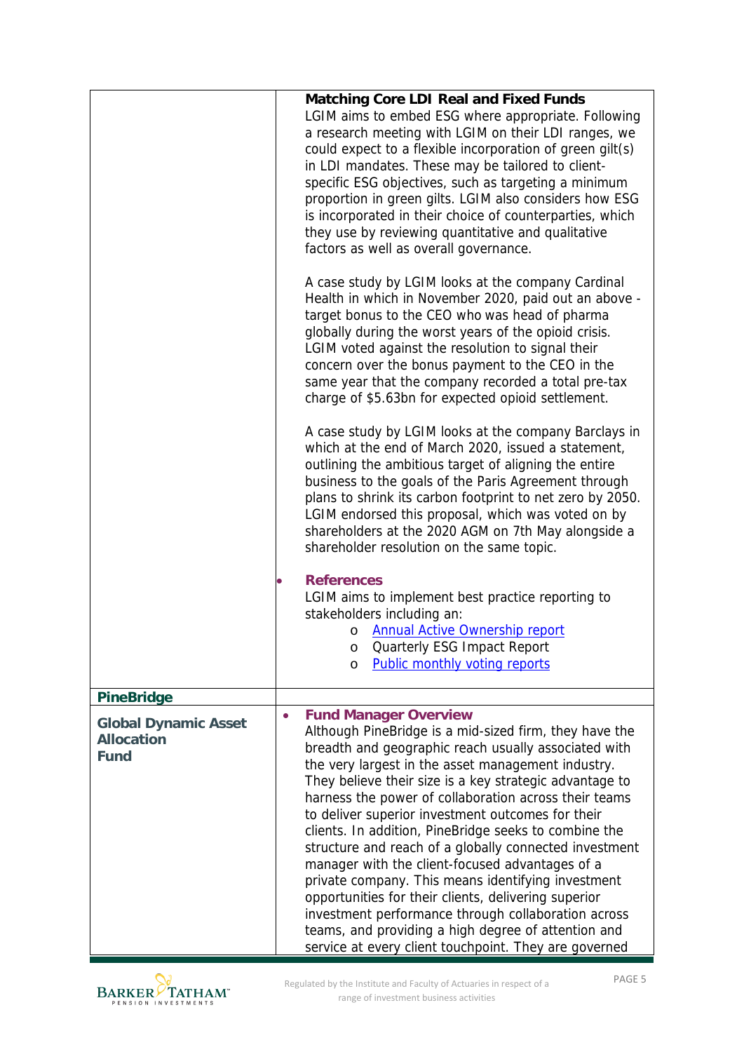| | |
|---|---|
| | **Matching Core LDI Real and Fixed Funds**<br>LGIM aims to embed ESG where appropriate. Following a research meeting with LGIM on their LDI ranges, we could expect to a flexible incorporation of green gilt(s) in LDI mandates. These may be tailored to client-specific ESG objectives, such as targeting a minimum proportion in green gilts. LGIM also considers how ESG is incorporated in their choice of counterparties, which they use by reviewing quantitative and qualitative factors as well as overall governance.<br><br>A case study by LGIM looks at the company Cardinal Health in which in November 2020, paid out an above - target bonus to the CEO who was head of pharma globally during the worst years of the opioid crisis. LGIM voted against the resolution to signal their concern over the bonus payment to the CEO in the same year that the company recorded a total pre-tax charge of $5.63bn for expected opioid settlement.<br><br>A case study by LGIM looks at the company Barclays in which at the end of March 2020, issued a statement, outlining the ambitious target of aligning the entire business to the goals of the Paris Agreement through plans to shrink its carbon footprint to net zero by 2050. LGIM endorsed this proposal, which was voted on by shareholders at the 2020 AGM on 7th May alongside a shareholder resolution on the same topic.<br><br>• **References**<br>LGIM aims to implement best practice reporting to stakeholders including an:<br>o Annual Active Ownership report<br>o Quarterly ESG Impact Report<br>o Public monthly voting reports |
| **PineBridge** | |
| **Global Dynamic Asset Allocation Fund** | • **Fund Manager Overview**<br>Although PineBridge is a mid-sized firm, they have the breadth and geographic reach usually associated with the very largest in the asset management industry. They believe their size is a key strategic advantage to harness the power of collaboration across their teams to deliver superior investment outcomes for their clients. In addition, PineBridge seeks to combine the structure and reach of a globally connected investment manager with the client-focused advantages of a private company. This means identifying investment opportunities for their clients, delivering superior investment performance through collaboration across teams, and providing a high degree of attention and service at every client touchpoint. They are governed |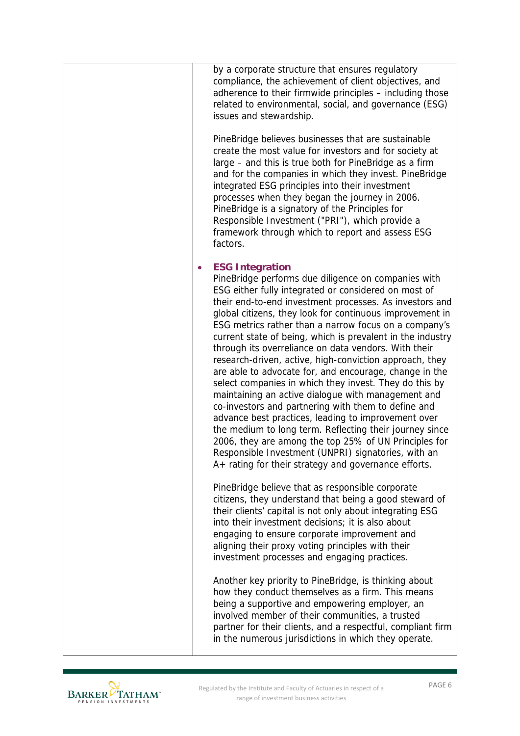| | by a corporate structure that ensures regulatory compliance, the achievement of client objectives, and adherence to their firmwide principles – including those related to environmental, social, and governance (ESG) issues and stewardship.<br><br>PineBridge believes businesses that are sustainable create the most value for investors and for society at large – and this is true both for PineBridge as a firm and for the companies in which they invest. PineBridge integrated ESG principles into their investment processes when they began the journey in 2006. PineBridge is a signatory of the Principles for Responsible Investment ("PRI"), which provide a framework through which to report and assess ESG factors.<br><br>• **ESG Integration**<br>PineBridge performs due diligence on companies with ESG either fully integrated or considered on most of their end-to-end investment processes. As investors and global citizens, they look for continuous improvement in ESG metrics rather than a narrow focus on a company's current state of being, which is prevalent in the industry through its overreliance on data vendors. With their research-driven, active, high-conviction approach, they are able to advocate for, and encourage, change in the select companies in which they invest. They do this by maintaining an active dialogue with management and co-investors and partnering with them to define and advance best practices, leading to improvement over the medium to long term. Reflecting their journey since 2006, they are among the top 25% of UN Principles for Responsible Investment (UNPRI) signatories, with an A+ rating for their strategy and governance efforts.<br><br>PineBridge believe that as responsible corporate citizens, they understand that being a good steward of their clients' capital is not only about integrating ESG into their investment decisions; it is also about engaging to ensure corporate improvement and aligning their proxy voting principles with their investment processes and engaging practices.<br><br>Another key priority to PineBridge, is thinking about how they conduct themselves as a firm. This means being a supportive and empowering employer, an involved member of their communities, a trusted partner for their clients, and a respectful, compliant firm in the numerous jurisdictions in which they operate. |
|---|---|

Regulated by the Institute and Faculty of Actuaries in respect of a range of investment business activities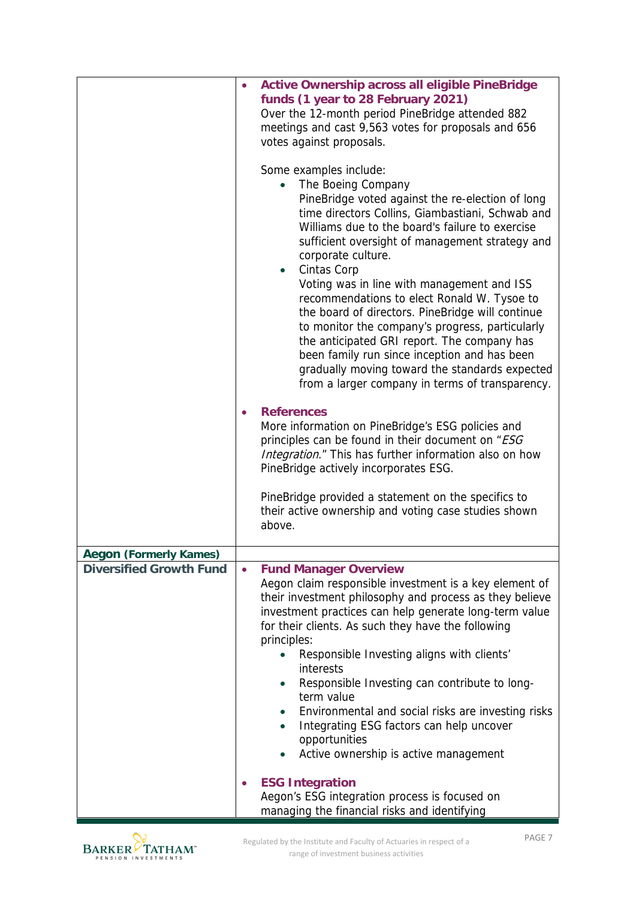| | |
|---|---|
| | • **Active Ownership across all eligible PineBridge funds (1 year to 28 February 2021)**<br>Over the 12-month period PineBridge attended 882 meetings and cast 9,563 votes for proposals and 656 votes against proposals.<br><br>Some examples include:<br>◦ The Boeing Company<br>PineBridge voted against the re-election of long time directors Collins, Giambastiani, Schwab and Williams due to the board's failure to exercise sufficient oversight of management strategy and corporate culture.<br>◦ Cintas Corp<br>Voting was in line with management and ISS recommendations to elect Ronald W. Tysoe to the board of directors. PineBridge will continue to monitor the company's progress, particularly the anticipated GRI report. The company has been family run since inception and has been gradually moving toward the standards expected from a larger company in terms of transparency.<br><br>• **References**<br>More information on PineBridge's ESG policies and principles can be found in their document on "*ESG Integration*." This has further information also on how PineBridge actively incorporates ESG.<br><br>PineBridge provided a statement on the specifics to their active ownership and voting case studies shown above. |
| **Aegon (Formerly Kames)** | |
| **Diversified Growth Fund** | • **Fund Manager Overview**<br>Aegon claim responsible investment is a key element of their investment philosophy and process as they believe investment practices can help generate long-term value for their clients. As such they have the following principles:<br>◦ Responsible Investing aligns with clients' interests<br>◦ Responsible Investing can contribute to long-term value<br>◦ Environmental and social risks are investing risks<br>◦ Integrating ESG factors can help uncover opportunities<br>◦ Active ownership is active management<br><br>• **ESG Integration**<br>Aegon's ESG integration process is focused on managing the financial risks and identifying |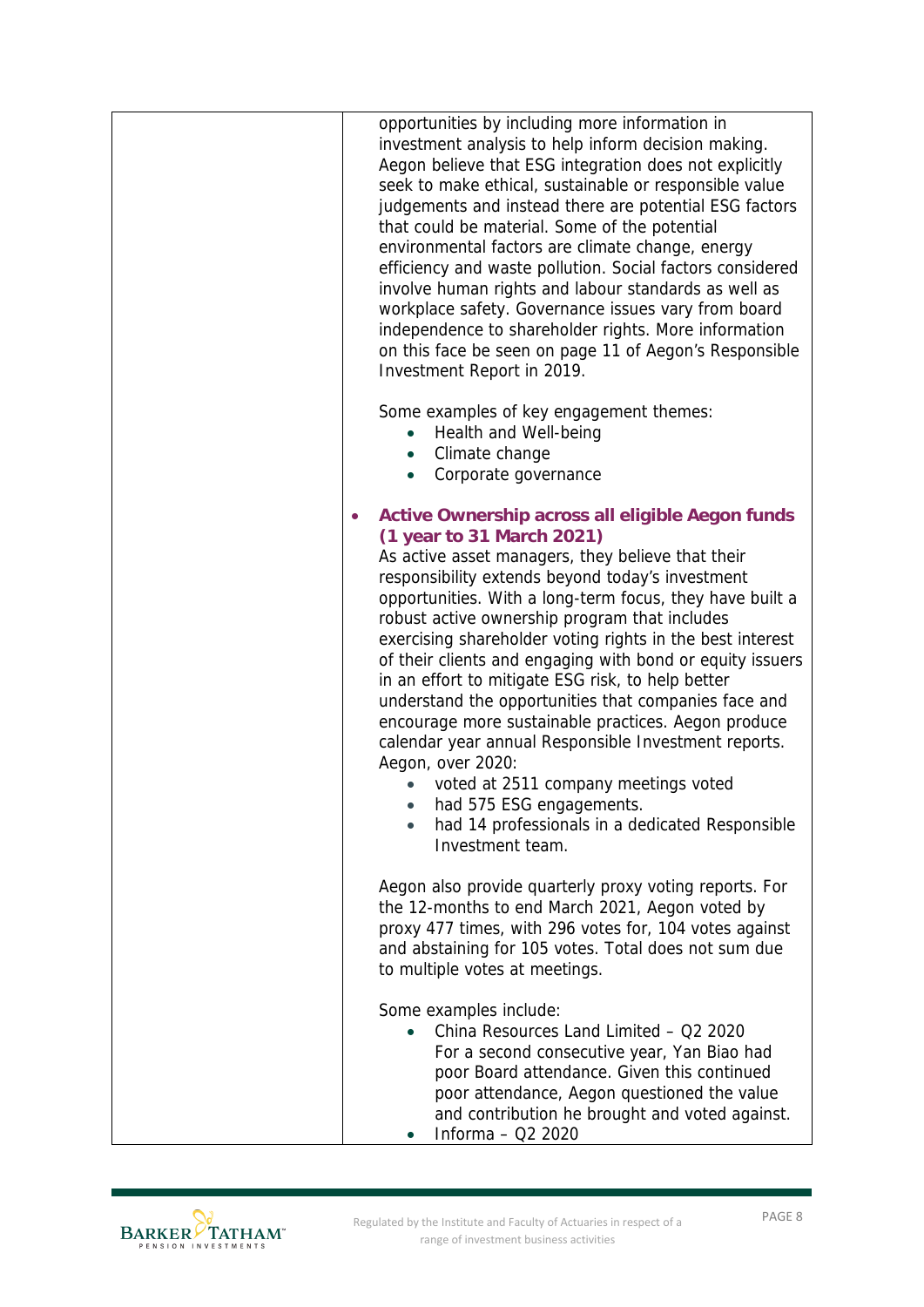| | opportunities by including more information in investment analysis to help inform decision making. Aegon believe that ESG integration does not explicitly seek to make ethical, sustainable or responsible value judgements and instead there are potential ESG factors that could be material. Some of the potential environmental factors are climate change, energy efficiency and waste pollution. Social factors considered involve human rights and labour standards as well as workplace safety. Governance issues vary from board independence to shareholder rights. More information on this face be seen on page 11 of Aegon's Responsible Investment Report in 2019.<br><br>Some examples of key engagement themes:<br>• Health and Well-being<br>• Climate change<br>• Corporate governance<br><br>• **Active Ownership across all eligible Aegon funds (1 year to 31 March 2021)**<br>As active asset managers, they believe that their responsibility extends beyond today's investment opportunities. With a long-term focus, they have built a robust active ownership program that includes exercising shareholder voting rights in the best interest of their clients and engaging with bond or equity issuers in an effort to mitigate ESG risk, to help better understand the opportunities that companies face and encourage more sustainable practices. Aegon produce calendar year annual Responsible Investment reports. Aegon, over 2020:<br>• voted at 2511 company meetings voted<br>• had 575 ESG engagements.<br>• had 14 professionals in a dedicated Responsible Investment team.<br><br>Aegon also provide quarterly proxy voting reports. For the 12-months to end March 2021, Aegon voted by proxy 477 times, with 296 votes for, 104 votes against and abstaining for 105 votes. Total does not sum due to multiple votes at meetings.<br><br>Some examples include:<br>• China Resources Land Limited – Q2 2020<br>For a second consecutive year, Yan Biao had poor Board attendance. Given this continued poor attendance, Aegon questioned the value and contribution he brought and voted against.<br>• Informa – Q2 2020 |
|---|---|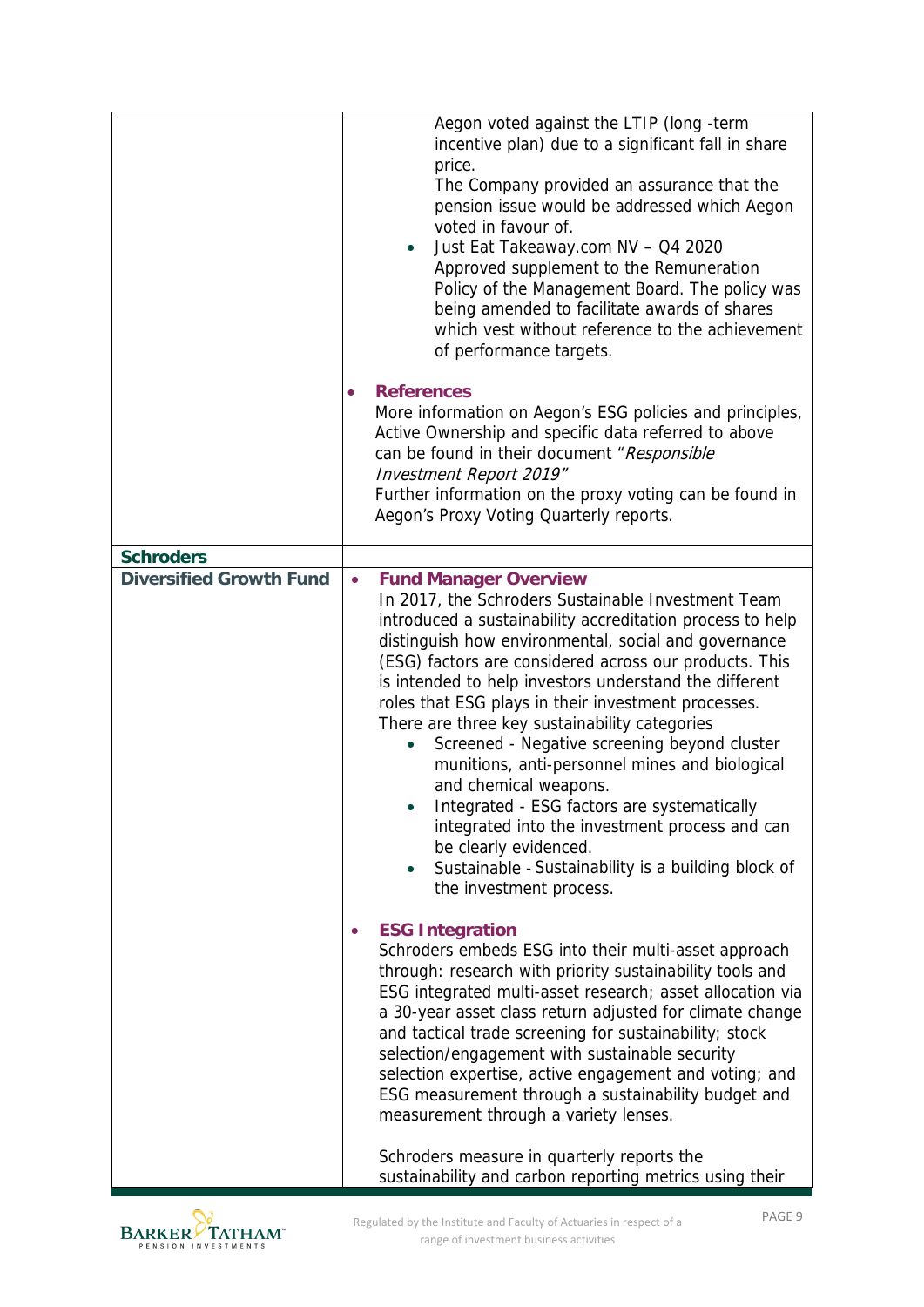| | |
|---|---|
| | Aegon voted against the LTIP (long -term incentive plan) due to a significant fall in share price.<br>The Company provided an assurance that the pension issue would be addressed which Aegon voted in favour of.<br>• Just Eat Takeaway.com NV – Q4 2020<br>Approved supplement to the Remuneration Policy of the Management Board. The policy was being amended to facilitate awards of shares which vest without reference to the achievement of performance targets.<br><br>• **References**<br>More information on Aegon's ESG policies and principles, Active Ownership and specific data referred to above can be found in their document "*Responsible Investment Report 2019*"<br>Further information on the proxy voting can be found in Aegon's Proxy Voting Quarterly reports. |
| **Schroders** | |
| **Diversified Growth Fund** | • **Fund Manager Overview**<br>In 2017, the Schroders Sustainable Investment Team introduced a sustainability accreditation process to help distinguish how environmental, social and governance (ESG) factors are considered across our products. This is intended to help investors understand the different roles that ESG plays in their investment processes.<br>There are three key sustainability categories<br>• Screened - Negative screening beyond cluster munitions, anti-personnel mines and biological and chemical weapons.<br>• Integrated - ESG factors are systematically integrated into the investment process and can be clearly evidenced.<br>• Sustainable - Sustainability is a building block of the investment process.<br><br>• **ESG Integration**<br>Schroders embeds ESG into their multi-asset approach through: research with priority sustainability tools and ESG integrated multi-asset research; asset allocation via a 30-year asset class return adjusted for climate change and tactical trade screening for sustainability; stock selection/engagement with sustainable security selection expertise, active engagement and voting; and ESG measurement through a sustainability budget and measurement through a variety lenses.<br><br>Schroders measure in quarterly reports the sustainability and carbon reporting metrics using their |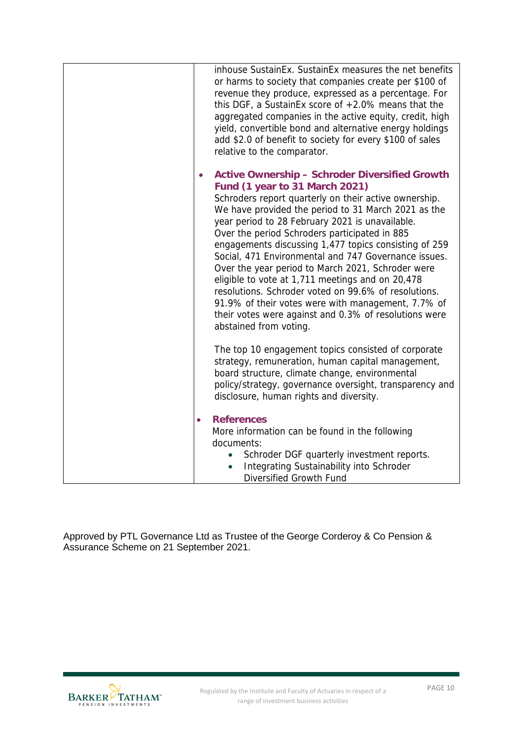| | |
|---|---|
| | inhouse SustainEx. SustainEx measures the net benefits or harms to society that companies create per \$100 of revenue they produce, expressed as a percentage. For this DGF, a SustainEx score of +2.0% means that the aggregated companies in the active equity, credit, high yield, convertible bond and alternative energy holdings add \$2.0 of benefit to society for every \$100 of sales relative to the comparator.<br><br>• **Active Ownership – Schroder Diversified Growth Fund (1 year to 31 March 2021)**<br>Schroders report quarterly on their active ownership. We have provided the period to 31 March 2021 as the year period to 28 February 2021 is unavailable. Over the period Schroders participated in 885 engagements discussing 1,477 topics consisting of 259 Social, 471 Environmental and 747 Governance issues. Over the year period to March 2021, Schroder were eligible to vote at 1,711 meetings and on 20,478 resolutions. Schroder voted on 99.6% of resolutions. 91.9% of their votes were with management, 7.7% of their votes were against and 0.3% of resolutions were abstained from voting.<br><br>The top 10 engagement topics consisted of corporate strategy, remuneration, human capital management, board structure, climate change, environmental policy/strategy, governance oversight, transparency and disclosure, human rights and diversity.<br><br>• **References**<br>More information can be found in the following documents:<br>  • Schroder DGF quarterly investment reports.<br>  • Integrating Sustainability into Schroder Diversified Growth Fund |

Approved by PTL Governance Ltd as Trustee of the George Corderoy & Co Pension & Assurance Scheme on 21 September 2021.

Regulated by the Institute and Faculty of Actuaries in respect of a range of investment business activities